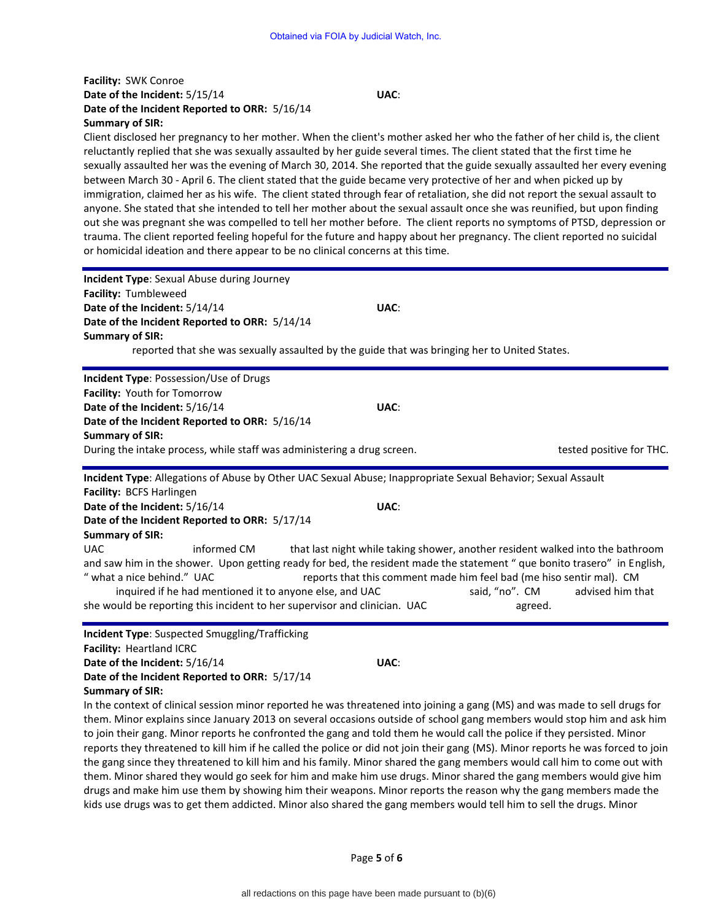**Facility:** SWK Conroe
**Date of the Incident:** 5/15/14 **UAC**:
**Date of the Incident Reported to ORR:** 5/16/14
**Summary of SIR:**
Client disclosed her pregnancy to her mother. When the client's mother asked her who the father of her child is, the client reluctantly replied that she was sexually assaulted by her guide several times. The client stated that the first time he sexually assaulted her was the evening of March 30, 2014. She reported that the guide sexually assaulted her every evening between March 30 - April 6. The client stated that the guide became very protective of her and when picked up by immigration, claimed her as his wife. The client stated through fear of retaliation, she did not report the sexual assault to anyone. She stated that she intended to tell her mother about the sexual assault once she was reunified, but upon finding out she was pregnant she was compelled to tell her mother before. The client reports no symptoms of PTSD, depression or trauma. The client reported feeling hopeful for the future and happy about her pregnancy. The client reported no suicidal or homicidal ideation and there appear to be no clinical concerns at this time.

---

**Incident Type**: Sexual Abuse during Journey
**Facility:** Tumbleweed
**Date of the Incident:** 5/14/14 **UAC**:
**Date of the Incident Reported to ORR:** 5/14/14
**Summary of SIR:**
reported that she was sexually assaulted by the guide that was bringing her to United States.

---

**Incident Type**: Possession/Use of Drugs
**Facility:** Youth for Tomorrow
**Date of the Incident:** 5/16/14 **UAC**:
**Date of the Incident Reported to ORR:** 5/16/14
**Summary of SIR:**
During the intake process, while staff was administering a drug screen. tested positive for THC.

---

**Incident Type**: Allegations of Abuse by Other UAC Sexual Abuse; Inappropriate Sexual Behavior; Sexual Assault
**Facility:** BCFS Harlingen
**Date of the Incident:** 5/16/14 **UAC**:
**Date of the Incident Reported to ORR:** 5/17/14
**Summary of SIR:**
UAC informed CM that last night while taking shower, another resident walked into the bathroom and saw him in the shower. Upon getting ready for bed, the resident made the statement " que bonito trasero" in English, " what a nice behind." UAC reports that this comment made him feel bad (me hiso sentir mal). CM inquired if he had mentioned it to anyone else, and UAC said, "no". CM advised him that she would be reporting this incident to her supervisor and clinician. UAC agreed.

---

**Incident Type**: Suspected Smuggling/Trafficking
**Facility:** Heartland ICRC
**Date of the Incident:** 5/16/14 **UAC**:
**Date of the Incident Reported to ORR:** 5/17/14
**Summary of SIR:**
In the context of clinical session minor reported he was threatened into joining a gang (MS) and was made to sell drugs for them. Minor explains since January 2013 on several occasions outside of school gang members would stop him and ask him to join their gang. Minor reports he confronted the gang and told them he would call the police if they persisted. Minor reports they threatened to kill him if he called the police or did not join their gang (MS). Minor reports he was forced to join the gang since they threatened to kill him and his family. Minor shared the gang members would call him to come out with them. Minor shared they would go seek for him and make him use drugs. Minor shared the gang members would give him drugs and make him use them by showing him their weapons. Minor reports the reason why the gang members made the kids use drugs was to get them addicted. Minor also shared the gang members would tell him to sell the drugs. Minor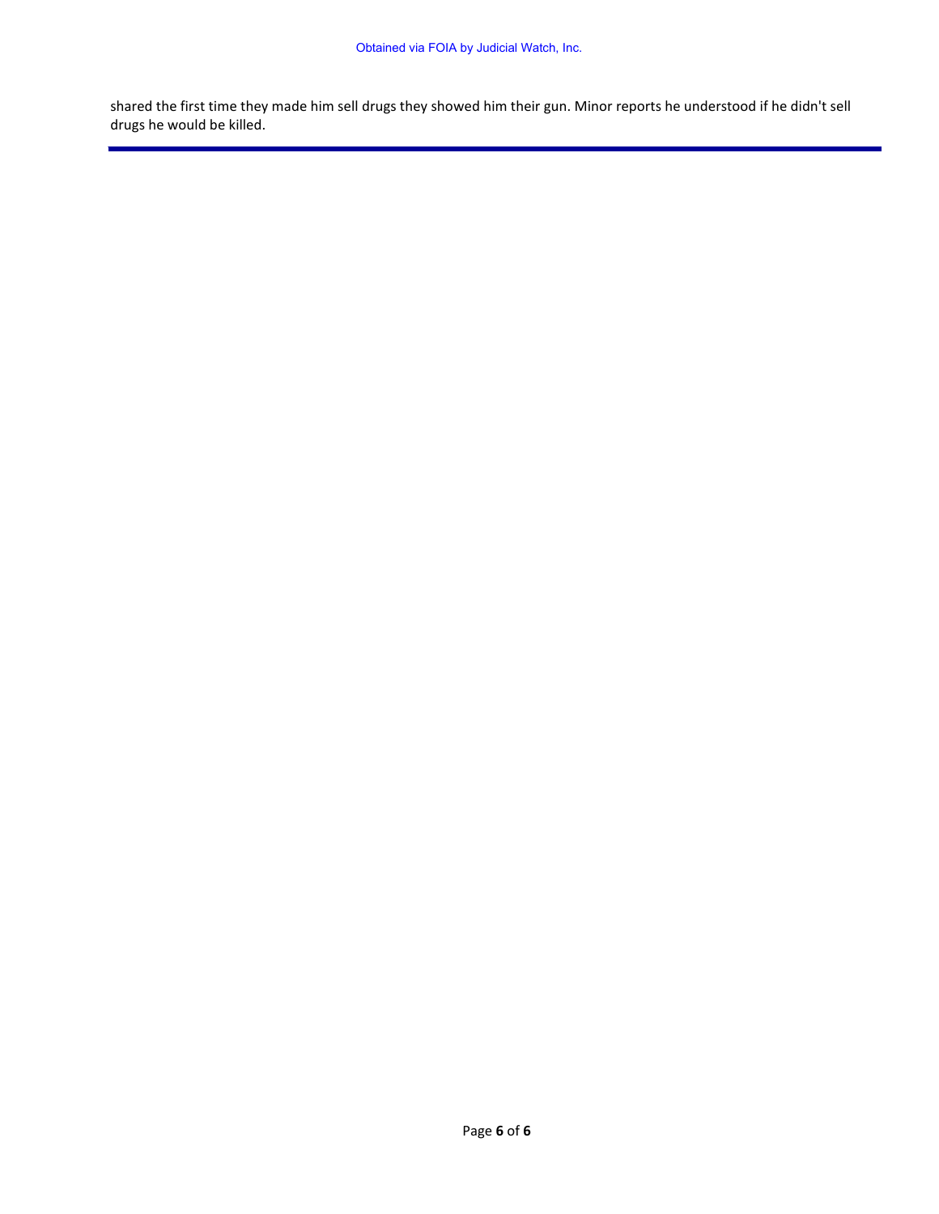shared the first time they made him sell drugs they showed him their gun. Minor reports he understood if he didn't sell drugs he would be killed.

---